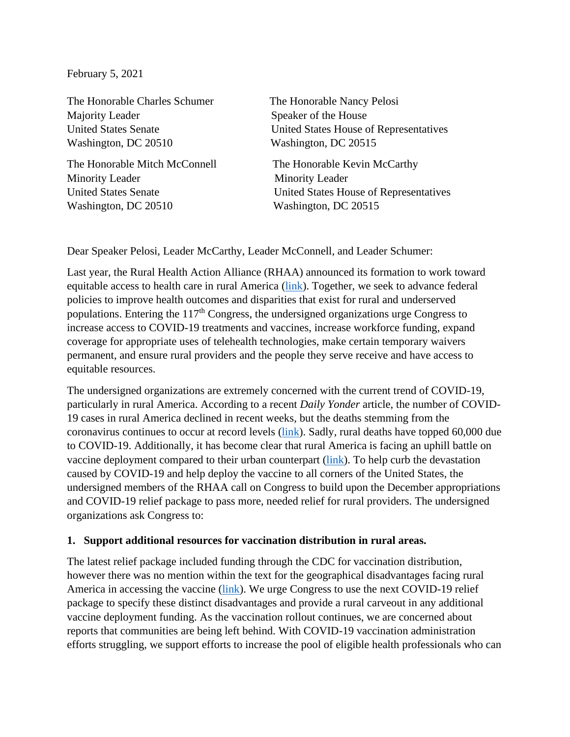February 5, 2021

The Honorable Charles Schumer
Majority Leader
United States Senate
Washington, DC 20510

The Honorable Nancy Pelosi
Speaker of the House
United States House of Representatives
Washington, DC 20515

The Honorable Mitch McConnell
Minority Leader
United States Senate
Washington, DC 20510

The Honorable Kevin McCarthy
Minority Leader
United States House of Representatives
Washington, DC 20515

Dear Speaker Pelosi, Leader McCarthy, Leader McConnell, and Leader Schumer:

Last year, the Rural Health Action Alliance (RHAA) announced its formation to work toward equitable access to health care in rural America (link). Together, we seek to advance federal policies to improve health outcomes and disparities that exist for rural and underserved populations. Entering the 117th Congress, the undersigned organizations urge Congress to increase access to COVID-19 treatments and vaccines, increase workforce funding, expand coverage for appropriate uses of telehealth technologies, make certain temporary waivers permanent, and ensure rural providers and the people they serve receive and have access to equitable resources.

The undersigned organizations are extremely concerned with the current trend of COVID-19, particularly in rural America. According to a recent *Daily Yonder* article, the number of COVID-19 cases in rural America declined in recent weeks, but the deaths stemming from the coronavirus continues to occur at record levels (link). Sadly, rural deaths have topped 60,000 due to COVID-19. Additionally, it has become clear that rural America is facing an uphill battle on vaccine deployment compared to their urban counterpart (link). To help curb the devastation caused by COVID-19 and help deploy the vaccine to all corners of the United States, the undersigned members of the RHAA call on Congress to build upon the December appropriations and COVID-19 relief package to pass more, needed relief for rural providers. The undersigned organizations ask Congress to:

**1. Support additional resources for vaccination distribution in rural areas.**

The latest relief package included funding through the CDC for vaccination distribution, however there was no mention within the text for the geographical disadvantages facing rural America in accessing the vaccine (link). We urge Congress to use the next COVID-19 relief package to specify these distinct disadvantages and provide a rural carveout in any additional vaccine deployment funding. As the vaccination rollout continues, we are concerned about reports that communities are being left behind. With COVID-19 vaccination administration efforts struggling, we support efforts to increase the pool of eligible health professionals who can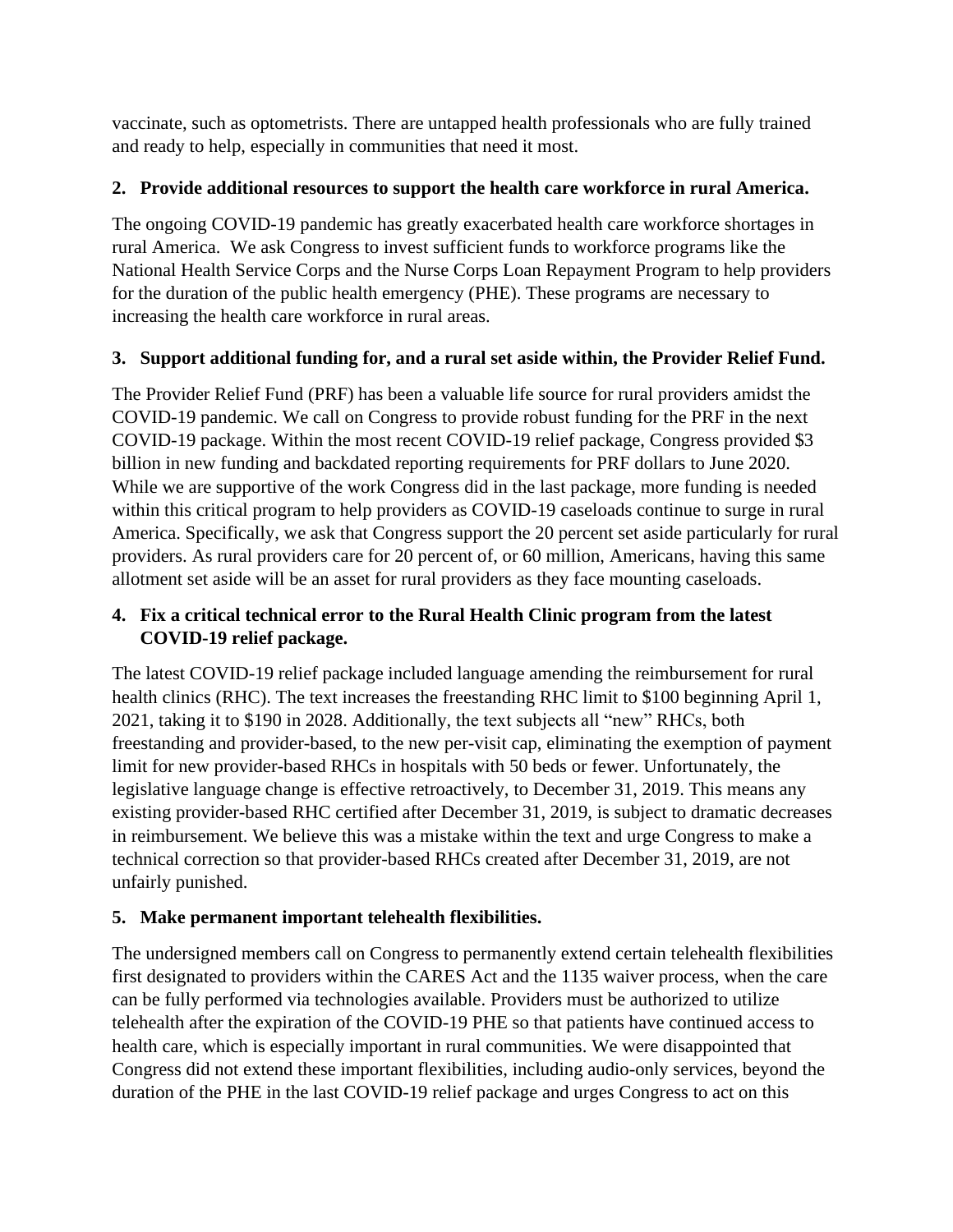vaccinate, such as optometrists. There are untapped health professionals who are fully trained and ready to help, especially in communities that need it most.

**2. Provide additional resources to support the health care workforce in rural America.**

The ongoing COVID-19 pandemic has greatly exacerbated health care workforce shortages in rural America. We ask Congress to invest sufficient funds to workforce programs like the National Health Service Corps and the Nurse Corps Loan Repayment Program to help providers for the duration of the public health emergency (PHE). These programs are necessary to increasing the health care workforce in rural areas.

**3. Support additional funding for, and a rural set aside within, the Provider Relief Fund.**

The Provider Relief Fund (PRF) has been a valuable life source for rural providers amidst the COVID-19 pandemic. We call on Congress to provide robust funding for the PRF in the next COVID-19 package. Within the most recent COVID-19 relief package, Congress provided $3 billion in new funding and backdated reporting requirements for PRF dollars to June 2020. While we are supportive of the work Congress did in the last package, more funding is needed within this critical program to help providers as COVID-19 caseloads continue to surge in rural America. Specifically, we ask that Congress support the 20 percent set aside particularly for rural providers. As rural providers care for 20 percent of, or 60 million, Americans, having this same allotment set aside will be an asset for rural providers as they face mounting caseloads.

**4. Fix a critical technical error to the Rural Health Clinic program from the latest COVID-19 relief package.**

The latest COVID-19 relief package included language amending the reimbursement for rural health clinics (RHC). The text increases the freestanding RHC limit to $100 beginning April 1, 2021, taking it to $190 in 2028. Additionally, the text subjects all "new" RHCs, both freestanding and provider-based, to the new per-visit cap, eliminating the exemption of payment limit for new provider-based RHCs in hospitals with 50 beds or fewer. Unfortunately, the legislative language change is effective retroactively, to December 31, 2019. This means any existing provider-based RHC certified after December 31, 2019, is subject to dramatic decreases in reimbursement. We believe this was a mistake within the text and urge Congress to make a technical correction so that provider-based RHCs created after December 31, 2019, are not unfairly punished.

**5. Make permanent important telehealth flexibilities.**

The undersigned members call on Congress to permanently extend certain telehealth flexibilities first designated to providers within the CARES Act and the 1135 waiver process, when the care can be fully performed via technologies available. Providers must be authorized to utilize telehealth after the expiration of the COVID-19 PHE so that patients have continued access to health care, which is especially important in rural communities. We were disappointed that Congress did not extend these important flexibilities, including audio-only services, beyond the duration of the PHE in the last COVID-19 relief package and urges Congress to act on this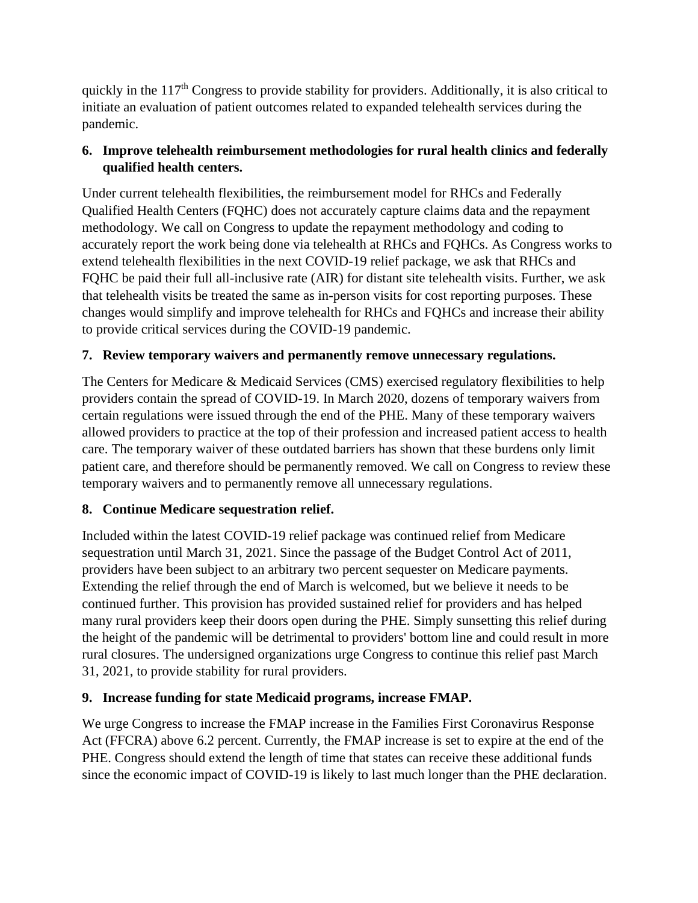quickly in the 117th Congress to provide stability for providers. Additionally, it is also critical to initiate an evaluation of patient outcomes related to expanded telehealth services during the pandemic.

**6. Improve telehealth reimbursement methodologies for rural health clinics and federally qualified health centers.**

Under current telehealth flexibilities, the reimbursement model for RHCs and Federally Qualified Health Centers (FQHC) does not accurately capture claims data and the repayment methodology. We call on Congress to update the repayment methodology and coding to accurately report the work being done via telehealth at RHCs and FQHCs. As Congress works to extend telehealth flexibilities in the next COVID-19 relief package, we ask that RHCs and FQHC be paid their full all-inclusive rate (AIR) for distant site telehealth visits. Further, we ask that telehealth visits be treated the same as in-person visits for cost reporting purposes. These changes would simplify and improve telehealth for RHCs and FQHCs and increase their ability to provide critical services during the COVID-19 pandemic.

**7. Review temporary waivers and permanently remove unnecessary regulations.**

The Centers for Medicare & Medicaid Services (CMS) exercised regulatory flexibilities to help providers contain the spread of COVID-19. In March 2020, dozens of temporary waivers from certain regulations were issued through the end of the PHE. Many of these temporary waivers allowed providers to practice at the top of their profession and increased patient access to health care. The temporary waiver of these outdated barriers has shown that these burdens only limit patient care, and therefore should be permanently removed. We call on Congress to review these temporary waivers and to permanently remove all unnecessary regulations.

**8. Continue Medicare sequestration relief.**

Included within the latest COVID-19 relief package was continued relief from Medicare sequestration until March 31, 2021. Since the passage of the Budget Control Act of 2011, providers have been subject to an arbitrary two percent sequester on Medicare payments. Extending the relief through the end of March is welcomed, but we believe it needs to be continued further. This provision has provided sustained relief for providers and has helped many rural providers keep their doors open during the PHE. Simply sunsetting this relief during the height of the pandemic will be detrimental to providers' bottom line and could result in more rural closures. The undersigned organizations urge Congress to continue this relief past March 31, 2021, to provide stability for rural providers.

**9. Increase funding for state Medicaid programs, increase FMAP.**

We urge Congress to increase the FMAP increase in the Families First Coronavirus Response Act (FFCRA) above 6.2 percent. Currently, the FMAP increase is set to expire at the end of the PHE. Congress should extend the length of time that states can receive these additional funds since the economic impact of COVID-19 is likely to last much longer than the PHE declaration.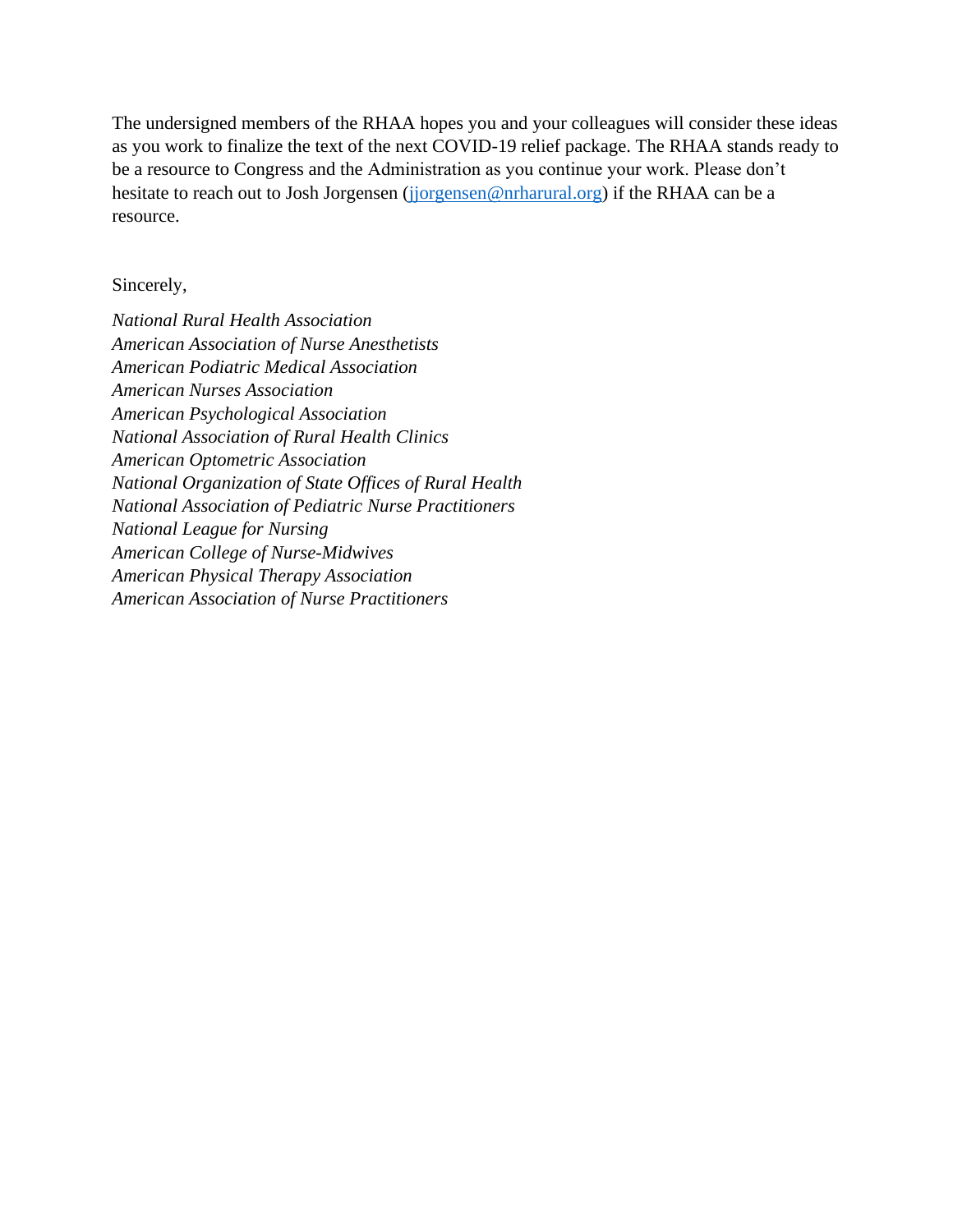The undersigned members of the RHAA hopes you and your colleagues will consider these ideas as you work to finalize the text of the next COVID-19 relief package. The RHAA stands ready to be a resource to Congress and the Administration as you continue your work. Please don't hesitate to reach out to Josh Jorgensen (jjorgensen@nrharural.org) if the RHAA can be a resource.

Sincerely,

*National Rural Health Association*
*American Association of Nurse Anesthetists*
*American Podiatric Medical Association*
*American Nurses Association*
*American Psychological Association*
*National Association of Rural Health Clinics*
*American Optometric Association*
*National Organization of State Offices of Rural Health*
*National Association of Pediatric Nurse Practitioners*
*National League for Nursing*
*American College of Nurse-Midwives*
*American Physical Therapy Association*
*American Association of Nurse Practitioners*